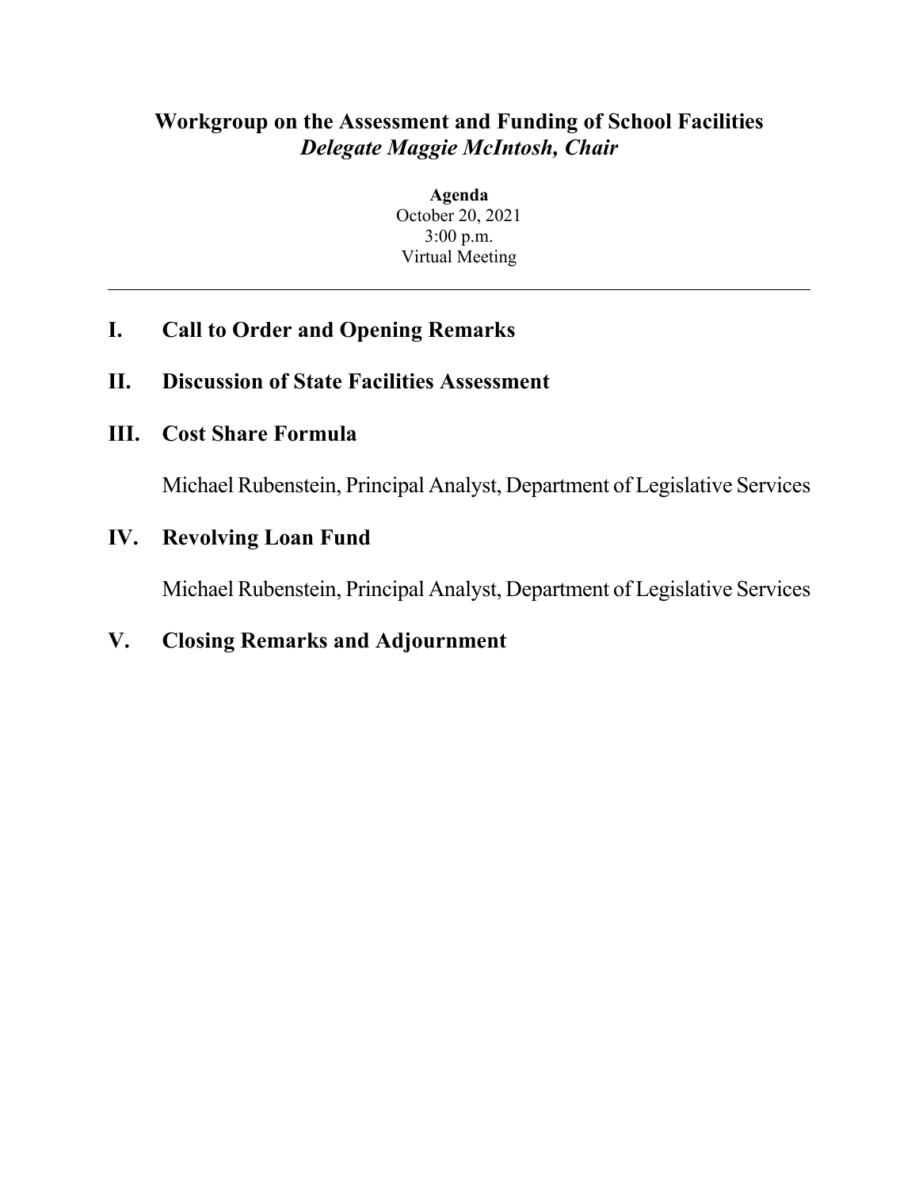# Workgroup on the Assessment and Funding of School Facilities

***Delegate Maggie McIntosh, Chair***

**Agenda**
October 20, 2021
3:00 p.m.
Virtual Meeting

---

## I. Call to Order and Opening Remarks

## II. Discussion of State Facilities Assessment

## III. Cost Share Formula

Michael Rubenstein, Principal Analyst, Department of Legislative Services

## IV. Revolving Loan Fund

Michael Rubenstein, Principal Analyst, Department of Legislative Services

## V. Closing Remarks and Adjournment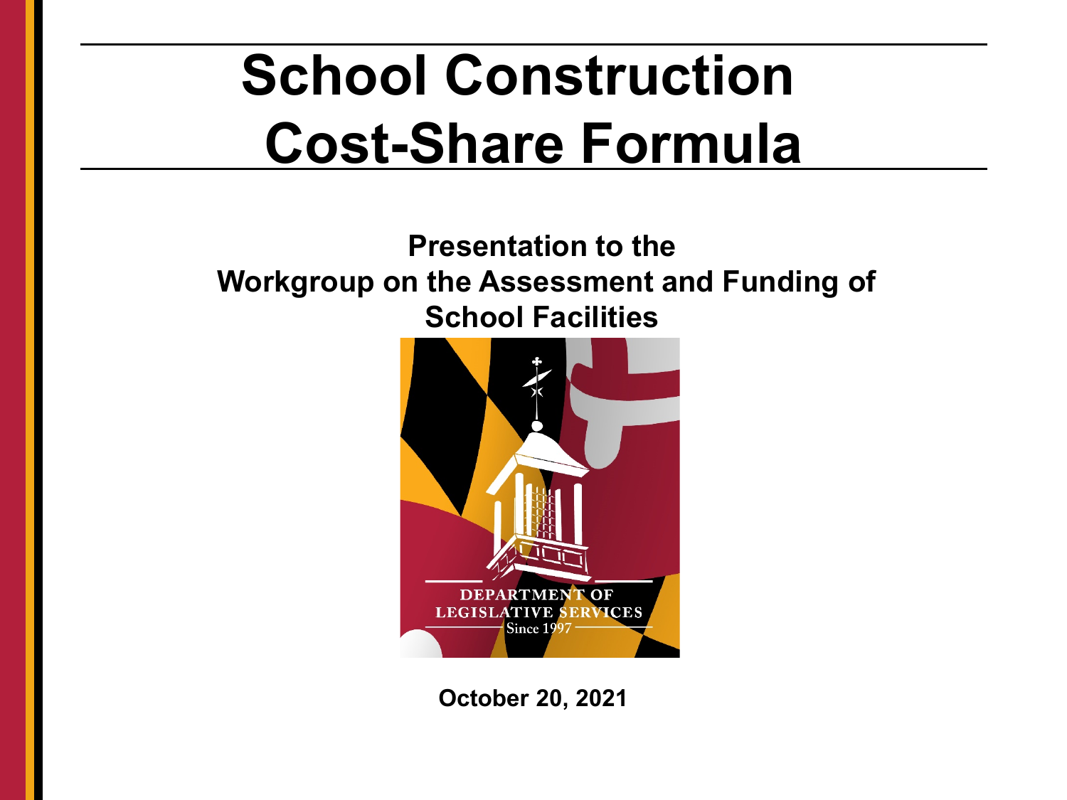# School Construction Cost-Share Formula

**Presentation to the Workgroup on the Assessment and Funding of School Facilities**

DEPARTMENT OF LEGISLATIVE SERVICES

Since 1997

**October 20, 2021**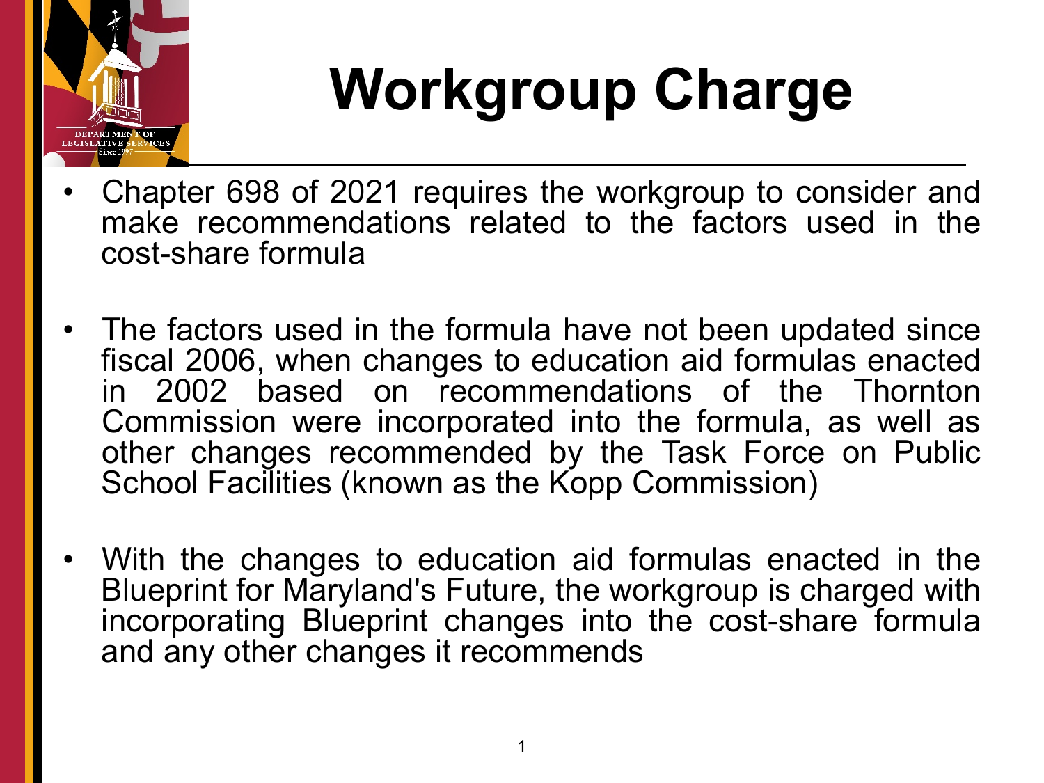# Workgroup Charge

- Chapter 698 of 2021 requires the workgroup to consider and make recommendations related to the factors used in the cost-share formula

- The factors used in the formula have not been updated since fiscal 2006, when changes to education aid formulas enacted in 2002 based on recommendations of the Thornton Commission were incorporated into the formula, as well as other changes recommended by the Task Force on Public School Facilities (known as the Kopp Commission)

- With the changes to education aid formulas enacted in the Blueprint for Maryland's Future, the workgroup is charged with incorporating Blueprint changes into the cost-share formula and any other changes it recommends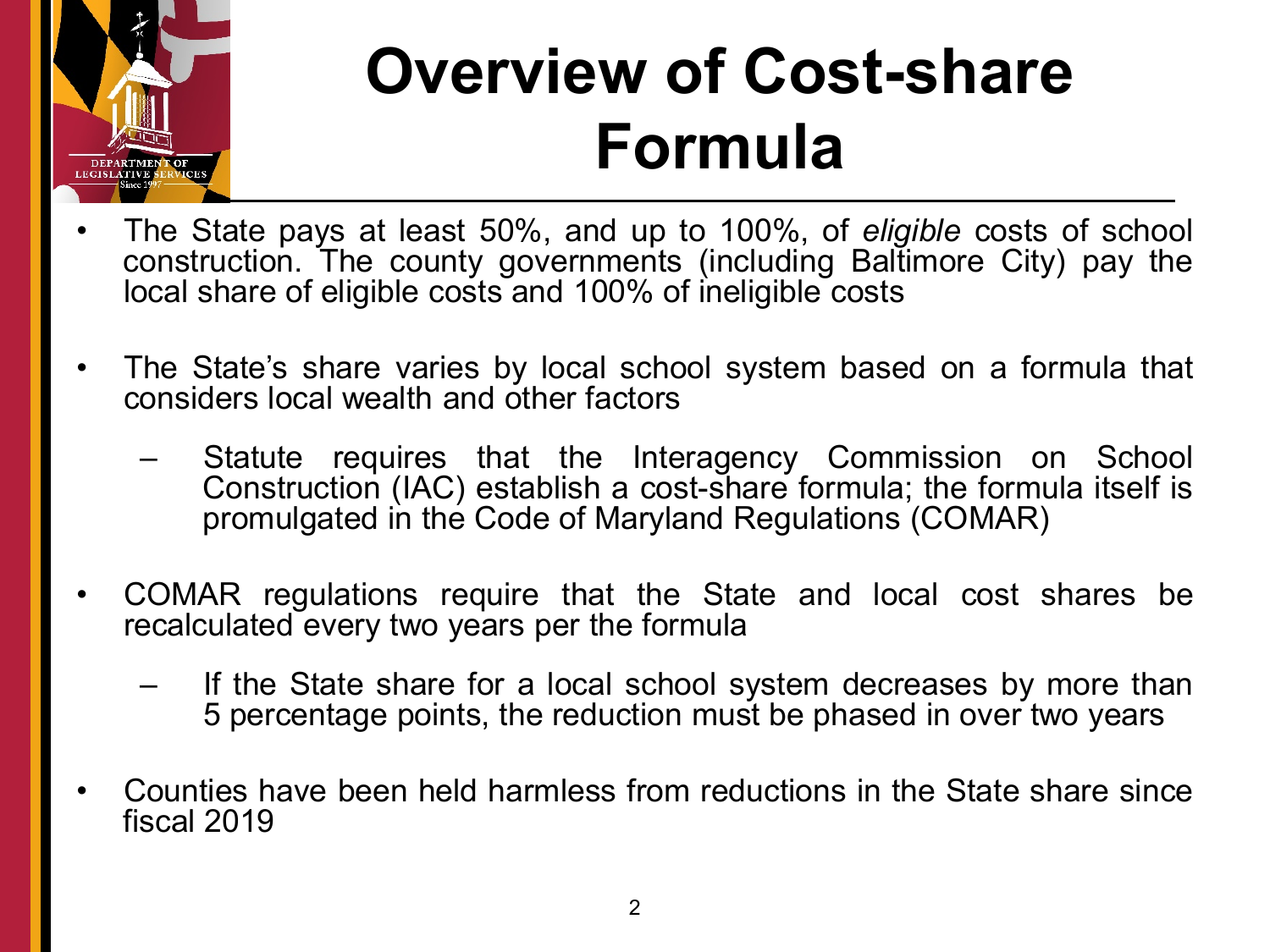# Overview of Cost-share Formula

- The State pays at least 50%, and up to 100%, of *eligible* costs of school construction. The county governments (including Baltimore City) pay the local share of eligible costs and 100% of ineligible costs
- The State's share varies by local school system based on a formula that considers local wealth and other factors
  - Statute requires that the Interagency Commission on School Construction (IAC) establish a cost-share formula; the formula itself is promulgated in the Code of Maryland Regulations (COMAR)
- COMAR regulations require that the State and local cost shares be recalculated every two years per the formula
  - If the State share for a local school system decreases by more than 5 percentage points, the reduction must be phased in over two years
- Counties have been held harmless from reductions in the State share since fiscal 2019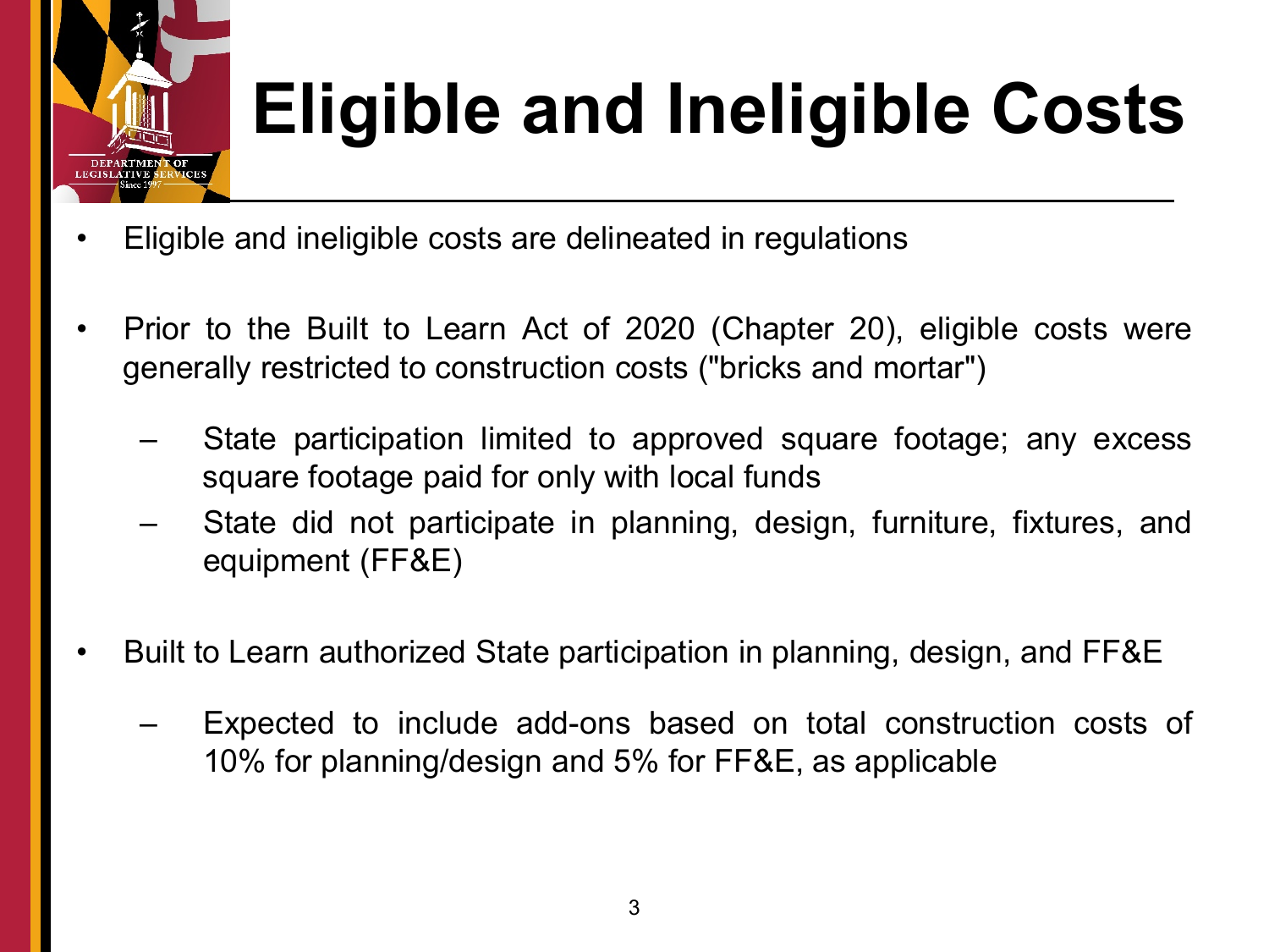# Eligible and Ineligible Costs

- Eligible and ineligible costs are delineated in regulations
- Prior to the Built to Learn Act of 2020 (Chapter 20), eligible costs were generally restricted to construction costs ("bricks and mortar")
  - State participation limited to approved square footage; any excess square footage paid for only with local funds
  - State did not participate in planning, design, furniture, fixtures, and equipment (FF&E)
- Built to Learn authorized State participation in planning, design, and FF&E
  - Expected to include add-ons based on total construction costs of 10% for planning/design and 5% for FF&E, as applicable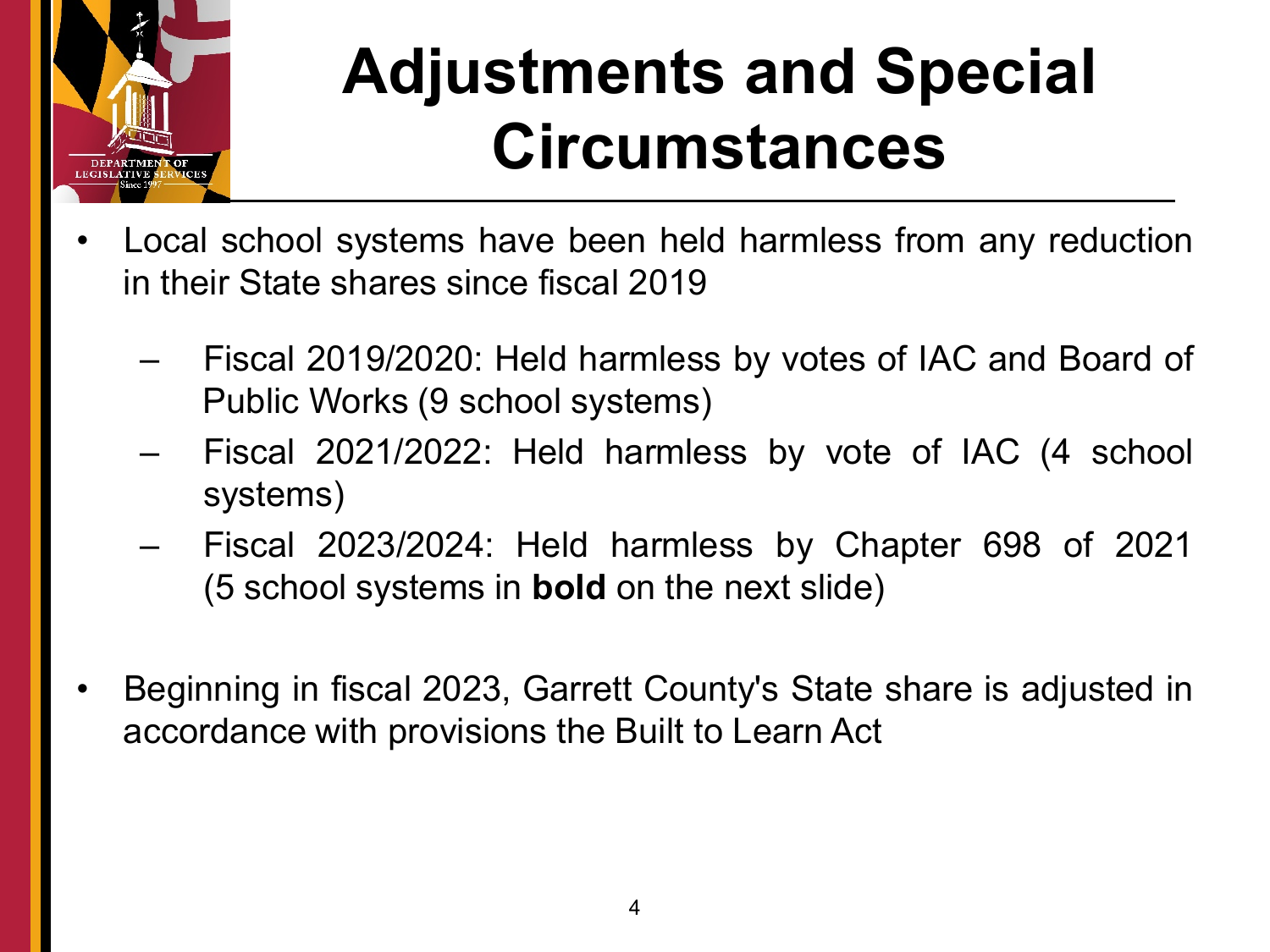# Adjustments and Special Circumstances

- Local school systems have been held harmless from any reduction in their State shares since fiscal 2019
  - Fiscal 2019/2020: Held harmless by votes of IAC and Board of Public Works (9 school systems)
  - Fiscal 2021/2022: Held harmless by vote of IAC (4 school systems)
  - Fiscal 2023/2024: Held harmless by Chapter 698 of 2021 (5 school systems in **bold** on the next slide)

- Beginning in fiscal 2023, Garrett County's State share is adjusted in accordance with provisions the Built to Learn Act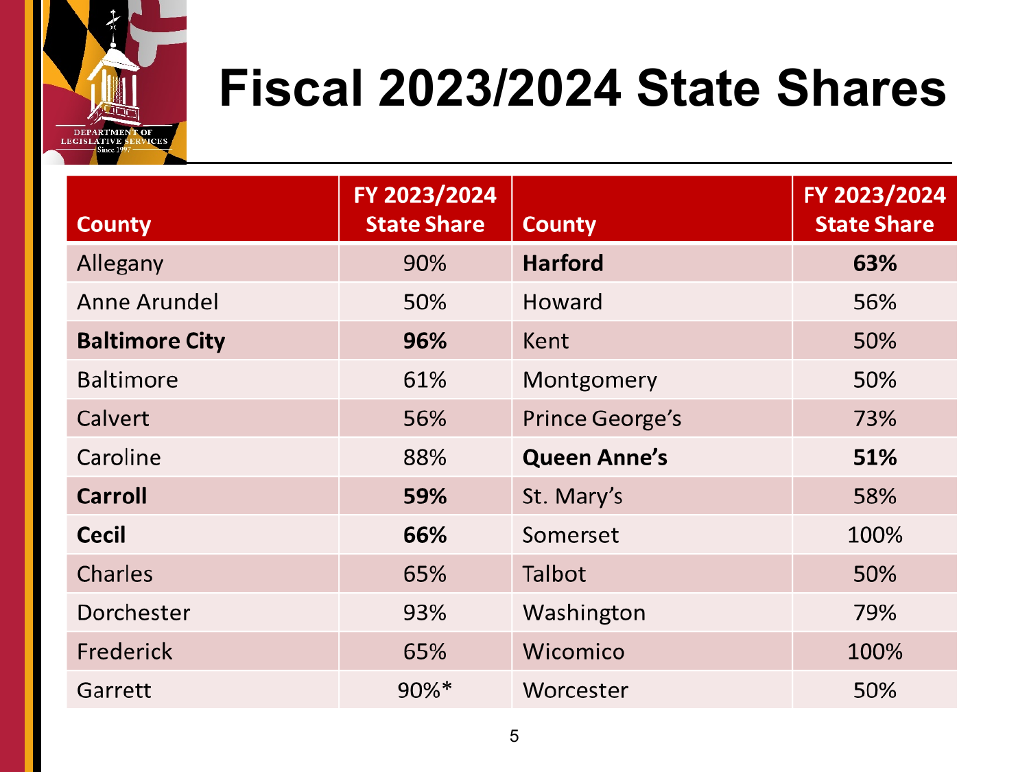# Fiscal 2023/2024 State Shares

| County | FY 2023/2024 State Share | County | FY 2023/2024 State Share |
|---|---|---|---|
| Allegany | 90% | **Harford** | **63%** |
| Anne Arundel | 50% | Howard | 56% |
| **Baltimore City** | **96%** | Kent | 50% |
| Baltimore | 61% | Montgomery | 50% |
| Calvert | 56% | Prince George's | 73% |
| Caroline | 88% | **Queen Anne's** | **51%** |
| **Carroll** | **59%** | St. Mary's | 58% |
| **Cecil** | **66%** | Somerset | 100% |
| Charles | 65% | Talbot | 50% |
| Dorchester | 93% | Washington | 79% |
| Frederick | 65% | Wicomico | 100% |
| Garrett | 90%* | Worcester | 50% |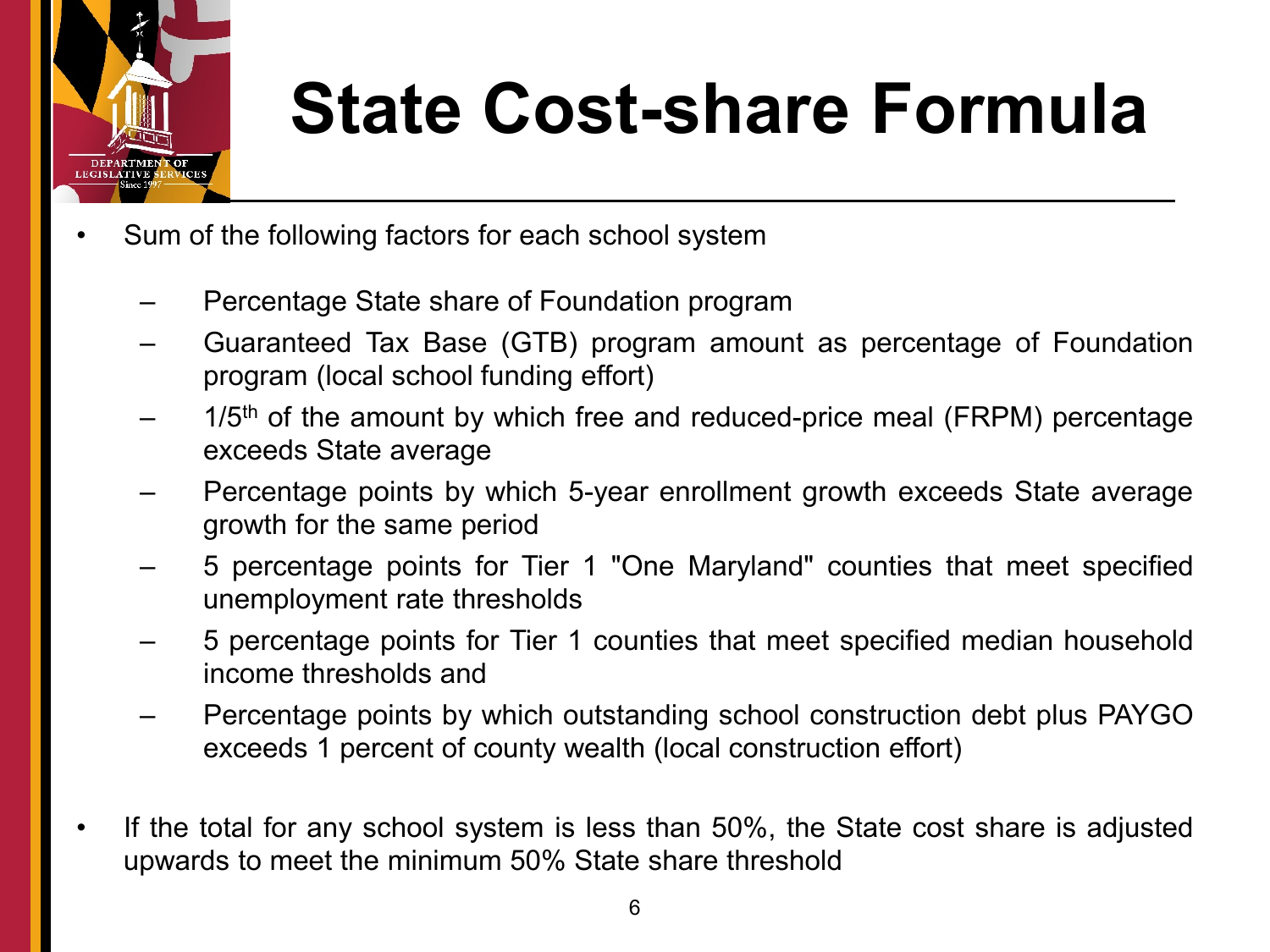# State Cost-share Formula

- Sum of the following factors for each school system
  - Percentage State share of Foundation program
  - Guaranteed Tax Base (GTB) program amount as percentage of Foundation program (local school funding effort)
  - 1/5th of the amount by which free and reduced-price meal (FRPM) percentage exceeds State average
  - Percentage points by which 5-year enrollment growth exceeds State average growth for the same period
  - 5 percentage points for Tier 1 "One Maryland" counties that meet specified unemployment rate thresholds
  - 5 percentage points for Tier 1 counties that meet specified median household income thresholds and
  - Percentage points by which outstanding school construction debt plus PAYGO exceeds 1 percent of county wealth (local construction effort)
- If the total for any school system is less than 50%, the State cost share is adjusted upwards to meet the minimum 50% State share threshold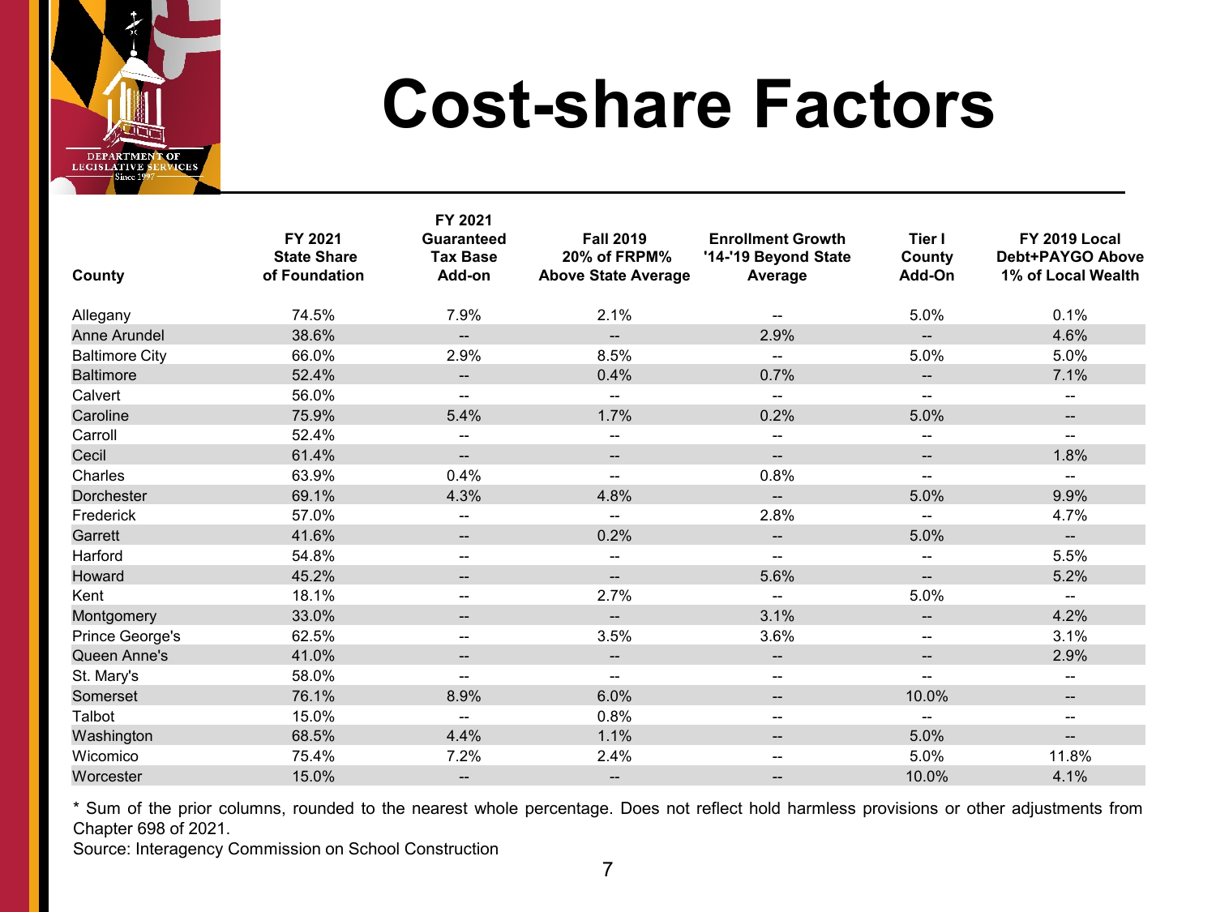# Cost-share Factors

| County | FY 2021 State Share of Foundation | FY 2021 Guaranteed Tax Base Add-on | Fall 2019 20% of FRPM% Above State Average | Enrollment Growth '14-'19 Beyond State Average | Tier I County Add-On | FY 2019 Local Debt+PAYGO Above 1% of Local Wealth |
|---|---|---|---|---|---|---|
| Allegany | 74.5% | 7.9% | 2.1% | -- | 5.0% | 0.1% |
| Anne Arundel | 38.6% | -- | -- | 2.9% | -- | 4.6% |
| Baltimore City | 66.0% | 2.9% | 8.5% | -- | 5.0% | 5.0% |
| Baltimore | 52.4% | -- | 0.4% | 0.7% | -- | 7.1% |
| Calvert | 56.0% | -- | -- | -- | -- | -- |
| Caroline | 75.9% | 5.4% | 1.7% | 0.2% | 5.0% | -- |
| Carroll | 52.4% | -- | -- | -- | -- | -- |
| Cecil | 61.4% | -- | -- | -- | -- | 1.8% |
| Charles | 63.9% | 0.4% | -- | 0.8% | -- | -- |
| Dorchester | 69.1% | 4.3% | 4.8% | -- | 5.0% | 9.9% |
| Frederick | 57.0% | -- | -- | 2.8% | -- | 4.7% |
| Garrett | 41.6% | -- | 0.2% | -- | 5.0% | -- |
| Harford | 54.8% | -- | -- | -- | -- | 5.5% |
| Howard | 45.2% | -- | -- | 5.6% | -- | 5.2% |
| Kent | 18.1% | -- | 2.7% | -- | 5.0% | -- |
| Montgomery | 33.0% | -- | -- | 3.1% | -- | 4.2% |
| Prince George's | 62.5% | -- | 3.5% | 3.6% | -- | 3.1% |
| Queen Anne's | 41.0% | -- | -- | -- | -- | 2.9% |
| St. Mary's | 58.0% | -- | -- | -- | -- | -- |
| Somerset | 76.1% | 8.9% | 6.0% | -- | 10.0% | -- |
| Talbot | 15.0% | -- | 0.8% | -- | -- | -- |
| Washington | 68.5% | 4.4% | 1.1% | -- | 5.0% | -- |
| Wicomico | 75.4% | 7.2% | 2.4% | -- | 5.0% | 11.8% |
| Worcester | 15.0% | -- | -- | -- | 10.0% | 4.1% |

* Sum of the prior columns, rounded to the nearest whole percentage. Does not reflect hold harmless provisions or other adjustments from Chapter 698 of 2021.

Source: Interagency Commission on School Construction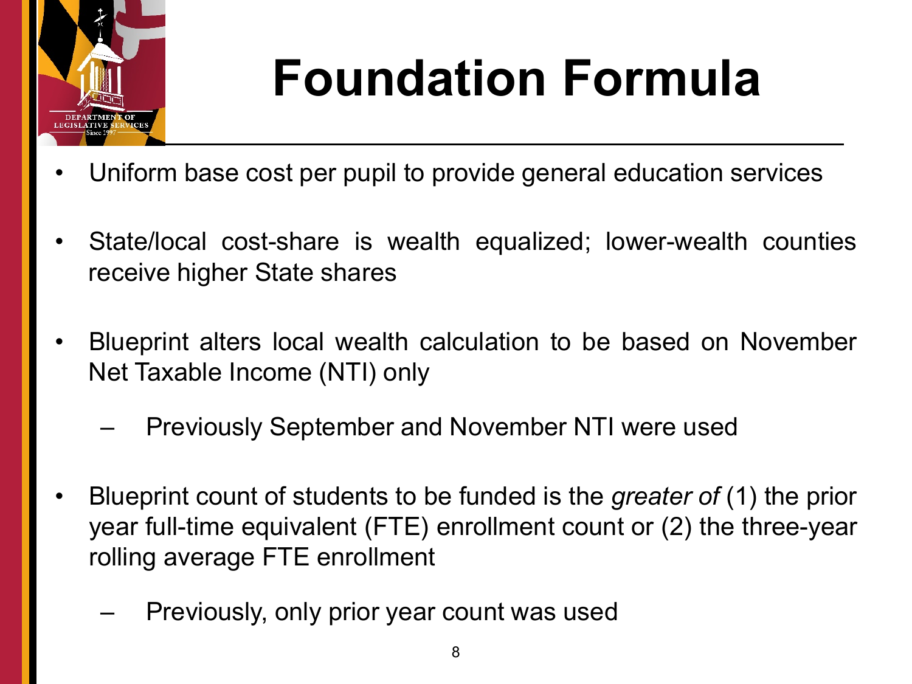# Foundation Formula

- Uniform base cost per pupil to provide general education services
- State/local cost-share is wealth equalized; lower-wealth counties receive higher State shares
- Blueprint alters local wealth calculation to be based on November Net Taxable Income (NTI) only
  - Previously September and November NTI were used
- Blueprint count of students to be funded is the *greater of* (1) the prior year full-time equivalent (FTE) enrollment count or (2) the three-year rolling average FTE enrollment
  - Previously, only prior year count was used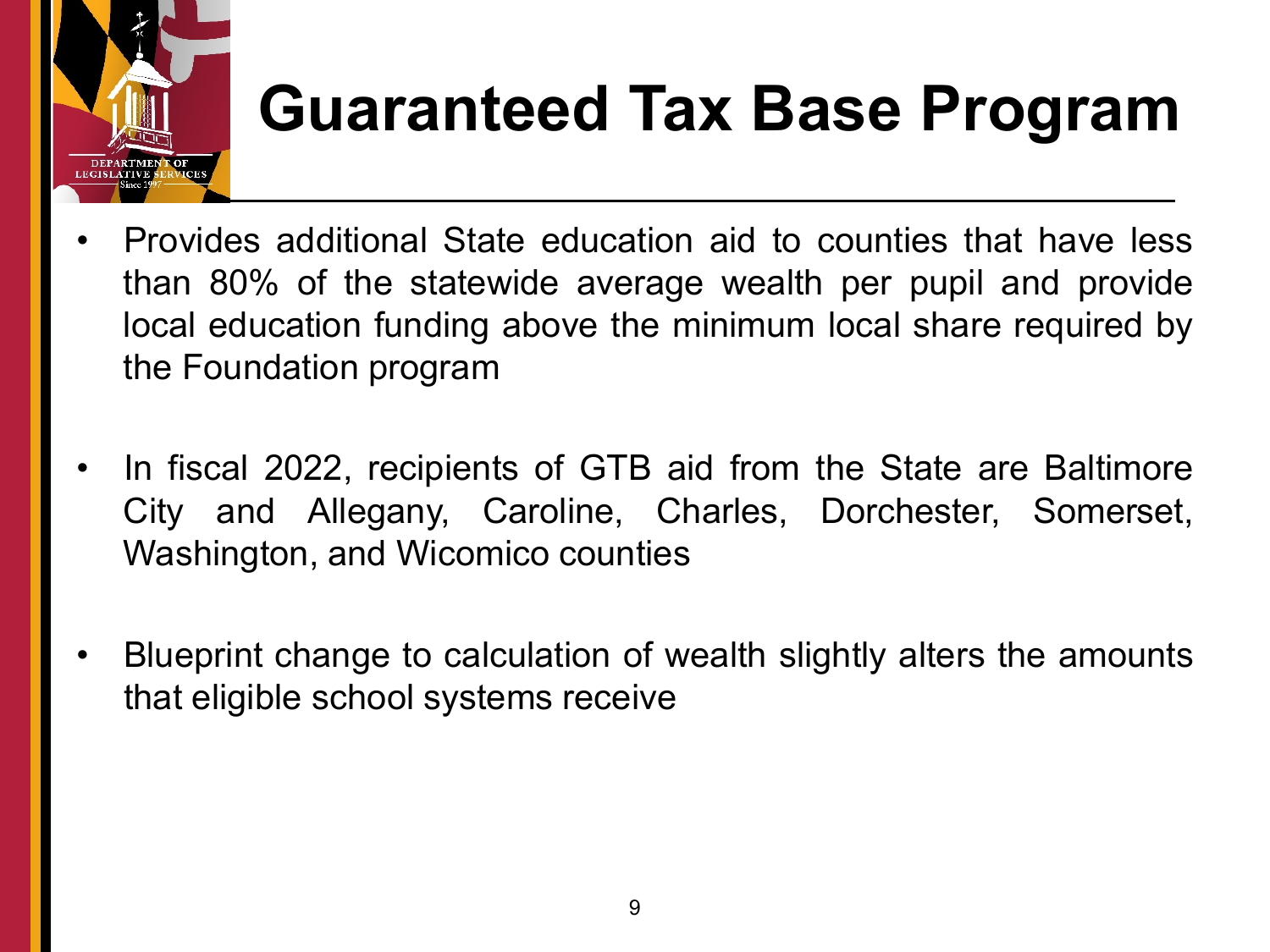# Guaranteed Tax Base Program

- Provides additional State education aid to counties that have less than 80% of the statewide average wealth per pupil and provide local education funding above the minimum local share required by the Foundation program
- In fiscal 2022, recipients of GTB aid from the State are Baltimore City and Allegany, Caroline, Charles, Dorchester, Somerset, Washington, and Wicomico counties
- Blueprint change to calculation of wealth slightly alters the amounts that eligible school systems receive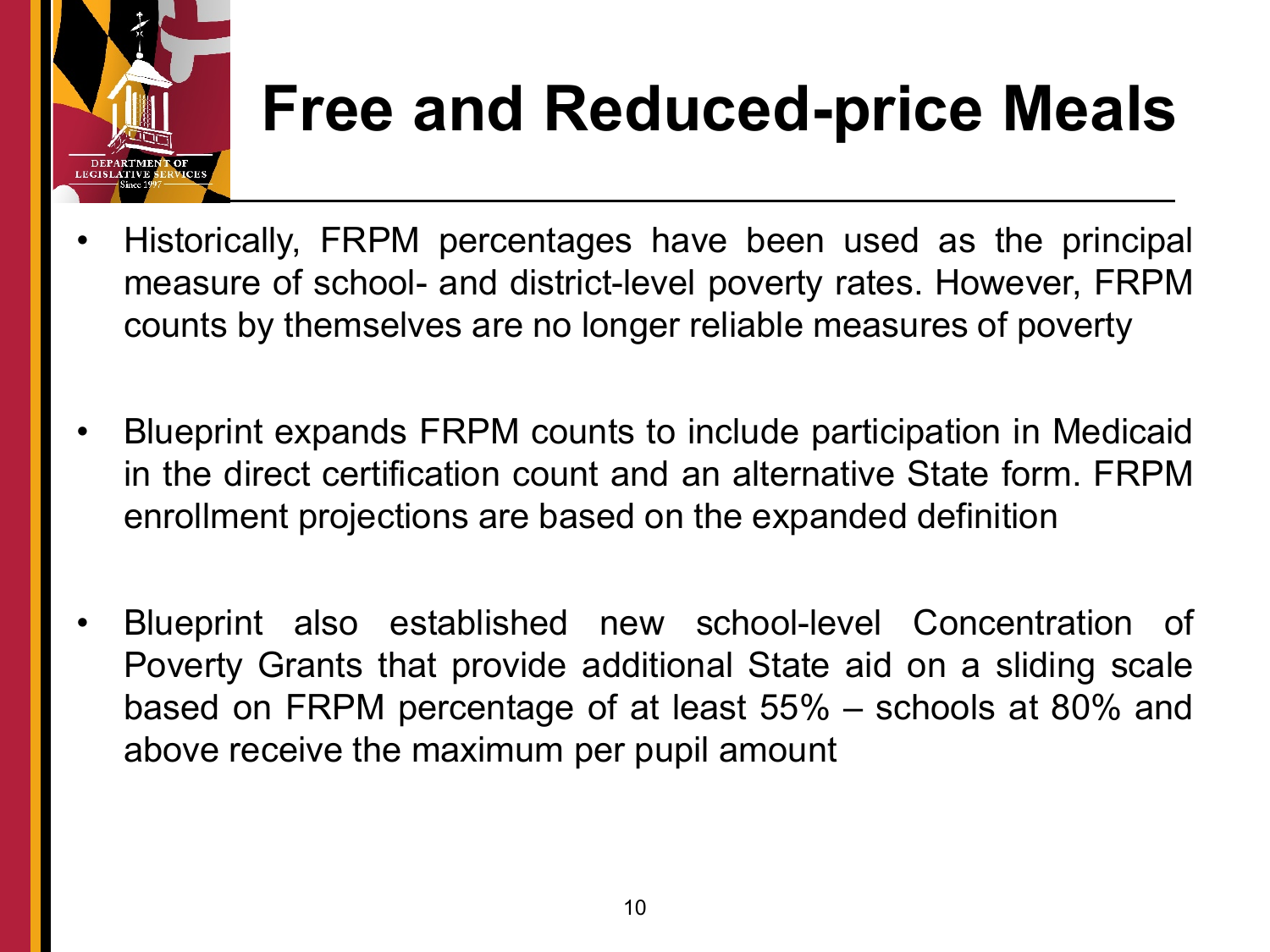# Free and Reduced-price Meals

- Historically, FRPM percentages have been used as the principal measure of school- and district-level poverty rates. However, FRPM counts by themselves are no longer reliable measures of poverty

- Blueprint expands FRPM counts to include participation in Medicaid in the direct certification count and an alternative State form. FRPM enrollment projections are based on the expanded definition

- Blueprint also established new school-level Concentration of Poverty Grants that provide additional State aid on a sliding scale based on FRPM percentage of at least 55% – schools at 80% and above receive the maximum per pupil amount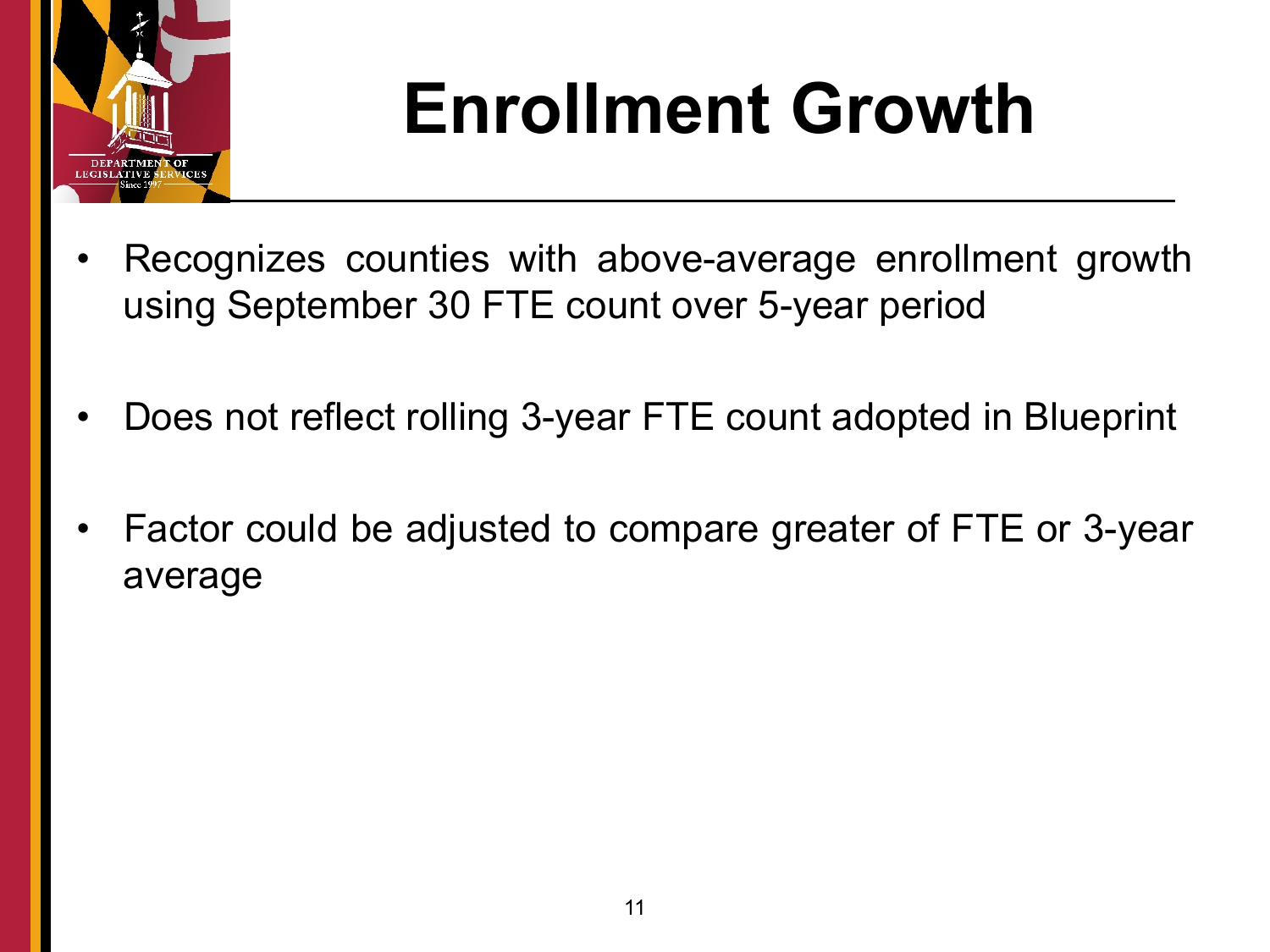# Enrollment Growth

- Recognizes counties with above-average enrollment growth using September 30 FTE count over 5-year period
- Does not reflect rolling 3-year FTE count adopted in Blueprint
- Factor could be adjusted to compare greater of FTE or 3-year average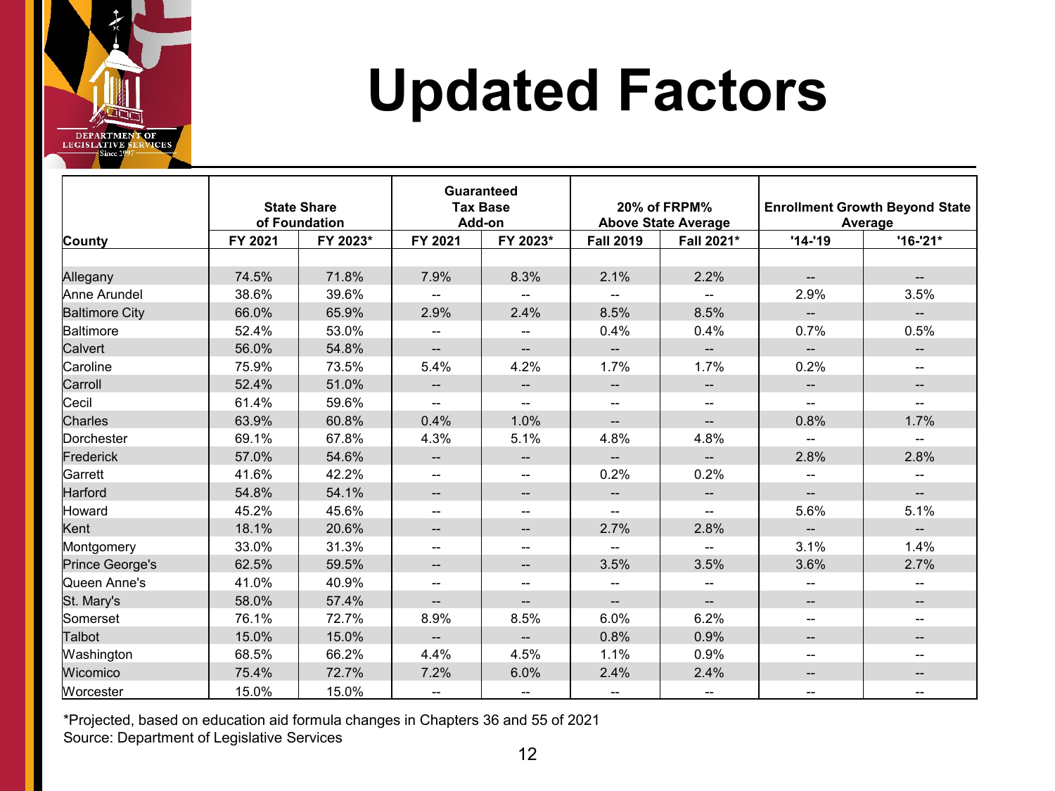# Updated Factors

| County | State Share of Foundation | | Guaranteed Tax Base Add-on | | 20% of FRPM% Above State Average | | Enrollment Growth Beyond State Average | |
|---|---|---|---|---|---|---|---|---|
| | FY 2021 | FY 2023* | FY 2021 | FY 2023* | Fall 2019 | Fall 2021* | '14-'19 | '16-'21* |
| Allegany | 74.5% | 71.8% | 7.9% | 8.3% | 2.1% | 2.2% | -- | -- |
| Anne Arundel | 38.6% | 39.6% | -- | -- | -- | -- | 2.9% | 3.5% |
| Baltimore City | 66.0% | 65.9% | 2.9% | 2.4% | 8.5% | 8.5% | -- | -- |
| Baltimore | 52.4% | 53.0% | -- | -- | 0.4% | 0.4% | 0.7% | 0.5% |
| Calvert | 56.0% | 54.8% | -- | -- | -- | -- | -- | -- |
| Caroline | 75.9% | 73.5% | 5.4% | 4.2% | 1.7% | 1.7% | 0.2% | -- |
| Carroll | 52.4% | 51.0% | -- | -- | -- | -- | -- | -- |
| Cecil | 61.4% | 59.6% | -- | -- | -- | -- | -- | -- |
| Charles | 63.9% | 60.8% | 0.4% | 1.0% | -- | -- | 0.8% | 1.7% |
| Dorchester | 69.1% | 67.8% | 4.3% | 5.1% | 4.8% | 4.8% | -- | -- |
| Frederick | 57.0% | 54.6% | -- | -- | -- | -- | 2.8% | 2.8% |
| Garrett | 41.6% | 42.2% | -- | -- | 0.2% | 0.2% | -- | -- |
| Harford | 54.8% | 54.1% | -- | -- | -- | -- | -- | -- |
| Howard | 45.2% | 45.6% | -- | -- | -- | -- | 5.6% | 5.1% |
| Kent | 18.1% | 20.6% | -- | -- | 2.7% | 2.8% | -- | -- |
| Montgomery | 33.0% | 31.3% | -- | -- | -- | -- | 3.1% | 1.4% |
| Prince George's | 62.5% | 59.5% | -- | -- | 3.5% | 3.5% | 3.6% | 2.7% |
| Queen Anne's | 41.0% | 40.9% | -- | -- | -- | -- | -- | -- |
| St. Mary's | 58.0% | 57.4% | -- | -- | -- | -- | -- | -- |
| Somerset | 76.1% | 72.7% | 8.9% | 8.5% | 6.0% | 6.2% | -- | -- |
| Talbot | 15.0% | 15.0% | -- | -- | 0.8% | 0.9% | -- | -- |
| Washington | 68.5% | 66.2% | 4.4% | 4.5% | 1.1% | 0.9% | -- | -- |
| Wicomico | 75.4% | 72.7% | 7.2% | 6.0% | 2.4% | 2.4% | -- | -- |
| Worcester | 15.0% | 15.0% | -- | -- | -- | -- | -- | -- |

*Projected, based on education aid formula changes in Chapters 36 and 55 of 2021

Source: Department of Legislative Services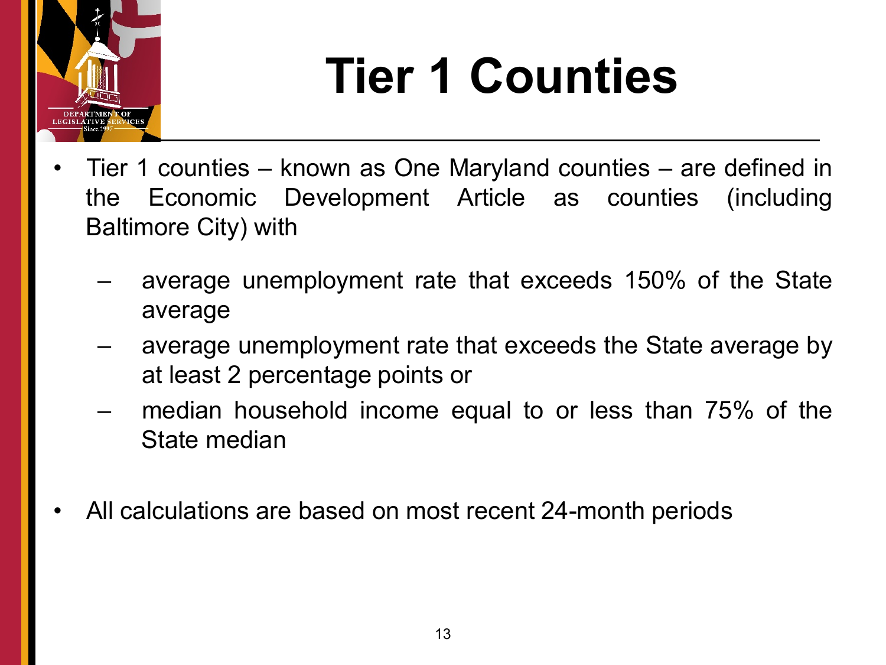# Tier 1 Counties

- Tier 1 counties – known as One Maryland counties – are defined in the Economic Development Article as counties (including Baltimore City) with
  - average unemployment rate that exceeds 150% of the State average
  - average unemployment rate that exceeds the State average by at least 2 percentage points or
  - median household income equal to or less than 75% of the State median
- All calculations are based on most recent 24-month periods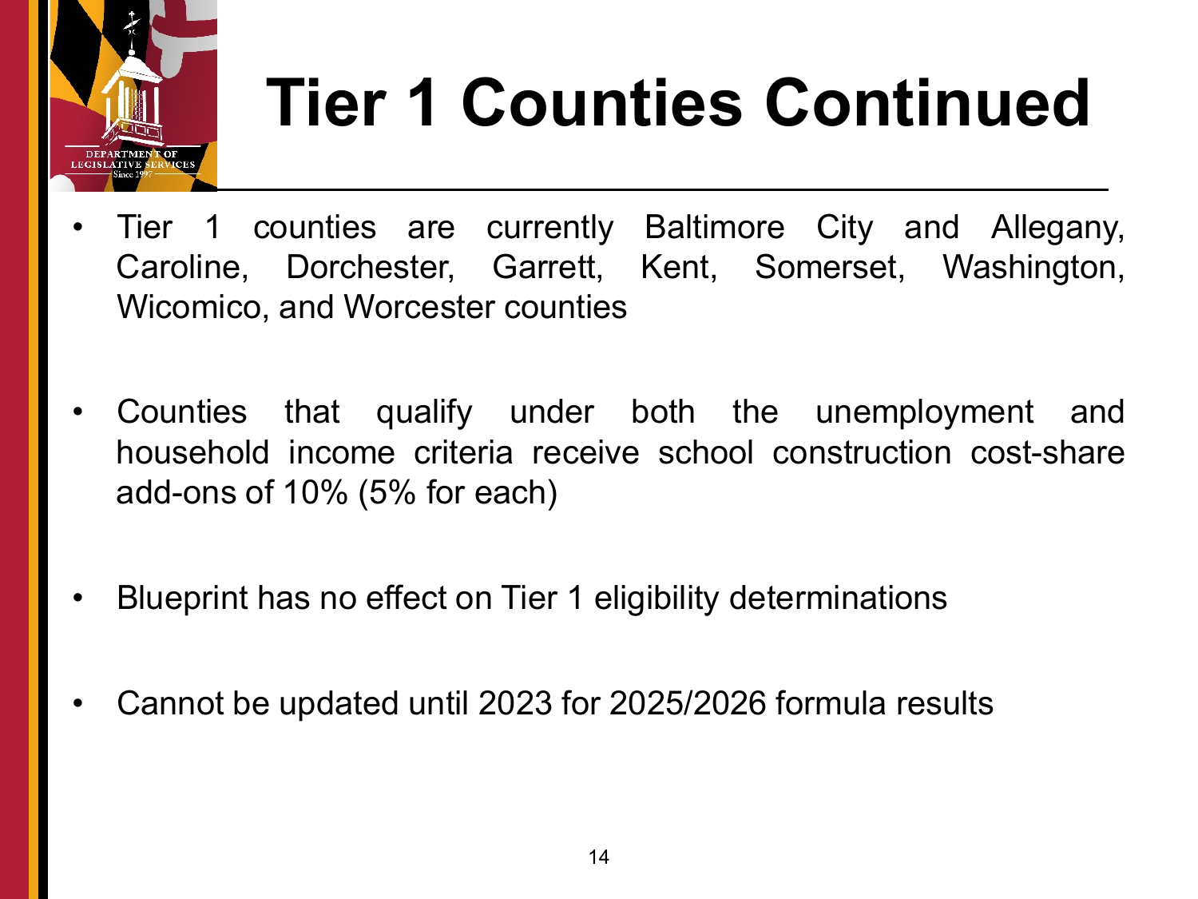# Tier 1 Counties Continued

- Tier 1 counties are currently Baltimore City and Allegany, Caroline, Dorchester, Garrett, Kent, Somerset, Washington, Wicomico, and Worcester counties
- Counties that qualify under both the unemployment and household income criteria receive school construction cost-share add-ons of 10% (5% for each)
- Blueprint has no effect on Tier 1 eligibility determinations
- Cannot be updated until 2023 for 2025/2026 formula results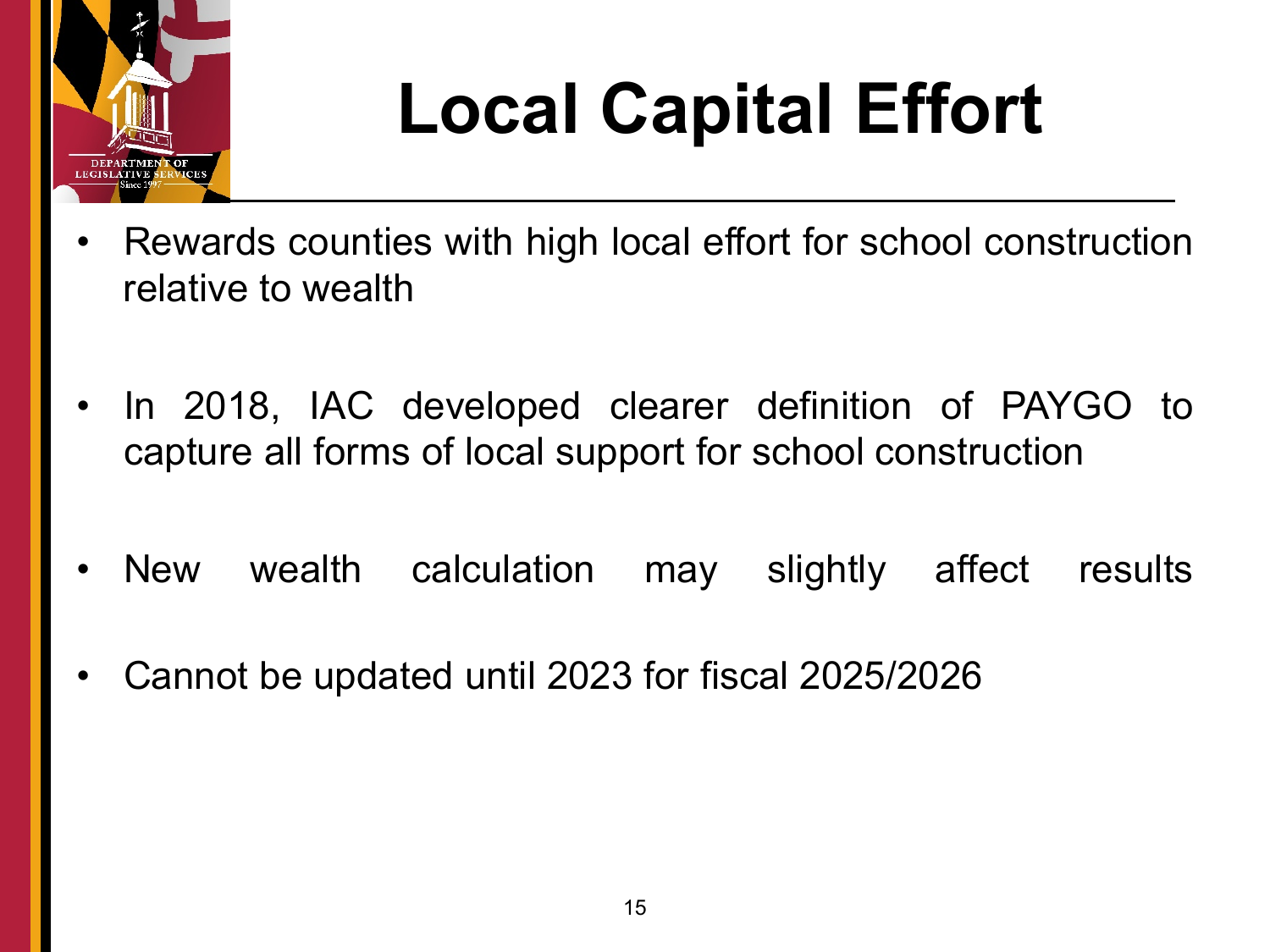# Local Capital Effort

- Rewards counties with high local effort for school construction relative to wealth
- In 2018, IAC developed clearer definition of PAYGO to capture all forms of local support for school construction
- New wealth calculation may slightly affect results
- Cannot be updated until 2023 for fiscal 2025/2026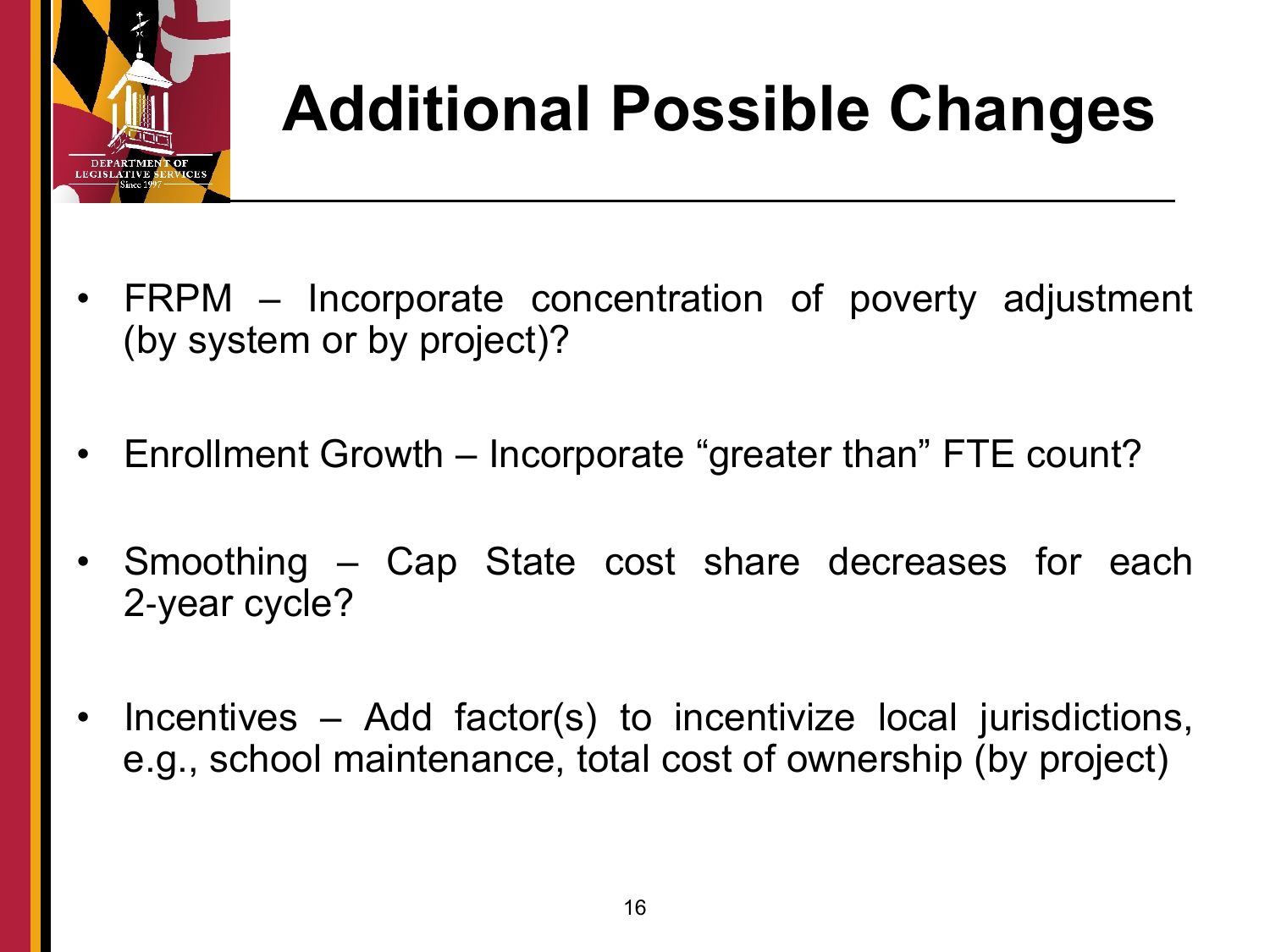# Additional Possible Changes

- FRPM – Incorporate concentration of poverty adjustment (by system or by project)?
- Enrollment Growth – Incorporate “greater than” FTE count?
- Smoothing – Cap State cost share decreases for each 2-year cycle?
- Incentives – Add factor(s) to incentivize local jurisdictions, e.g., school maintenance, total cost of ownership (by project)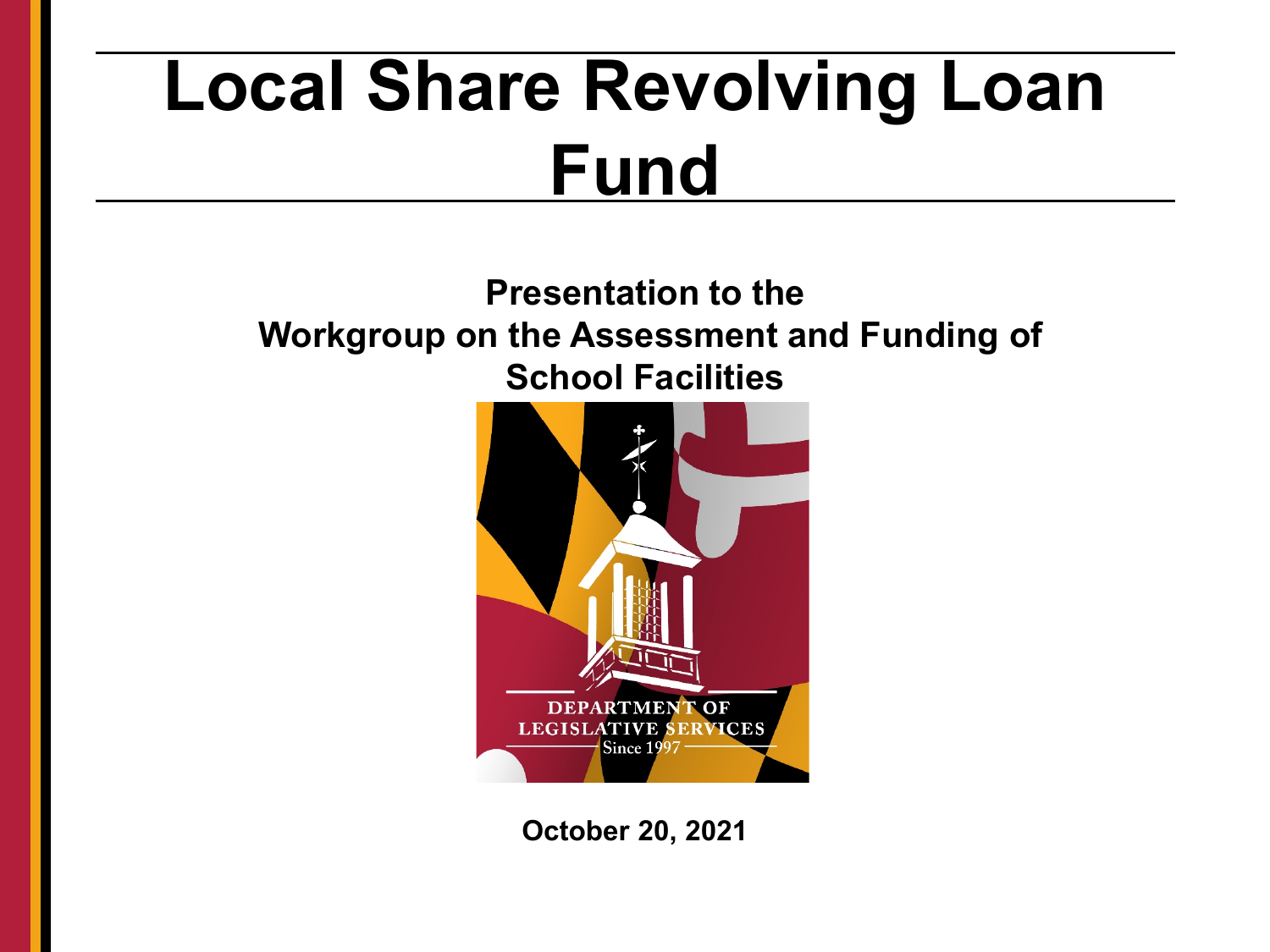# Local Share Revolving Loan Fund

**Presentation to the Workgroup on the Assessment and Funding of School Facilities**

DEPARTMENT OF LEGISLATIVE SERVICES
Since 1997

**October 20, 2021**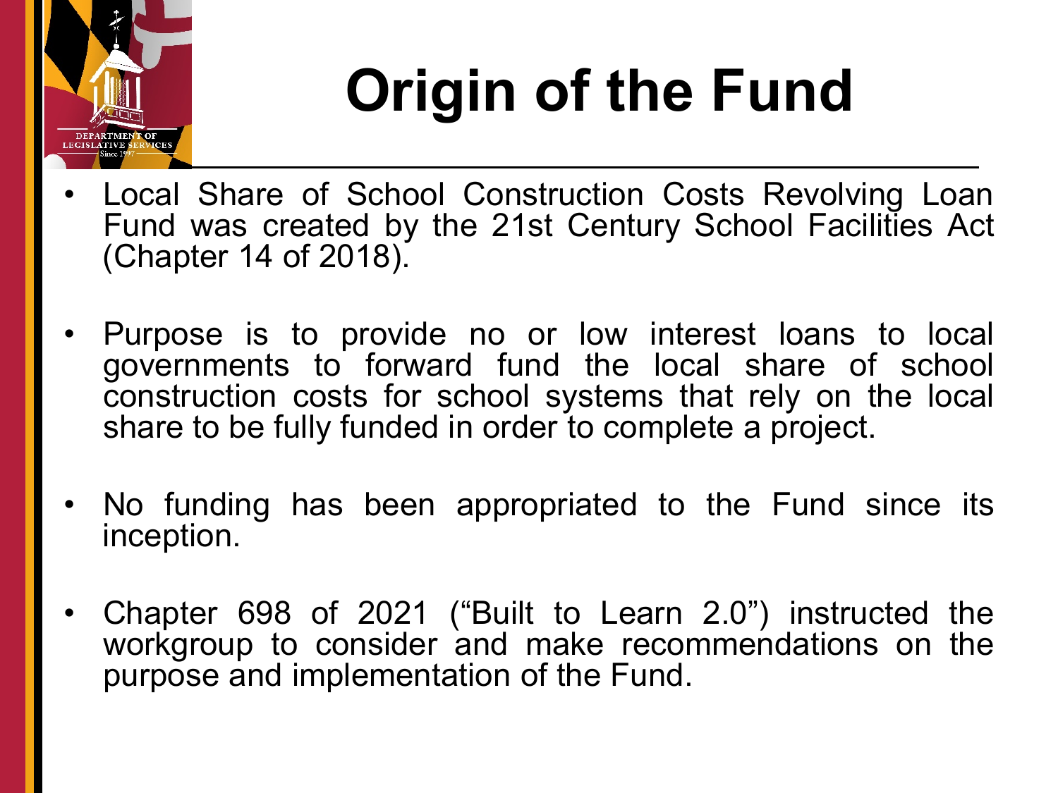# Origin of the Fund

- Local Share of School Construction Costs Revolving Loan Fund was created by the 21st Century School Facilities Act (Chapter 14 of 2018).
- Purpose is to provide no or low interest loans to local governments to forward fund the local share of school construction costs for school systems that rely on the local share to be fully funded in order to complete a project.
- No funding has been appropriated to the Fund since its inception.
- Chapter 698 of 2021 ("Built to Learn 2.0") instructed the workgroup to consider and make recommendations on the purpose and implementation of the Fund.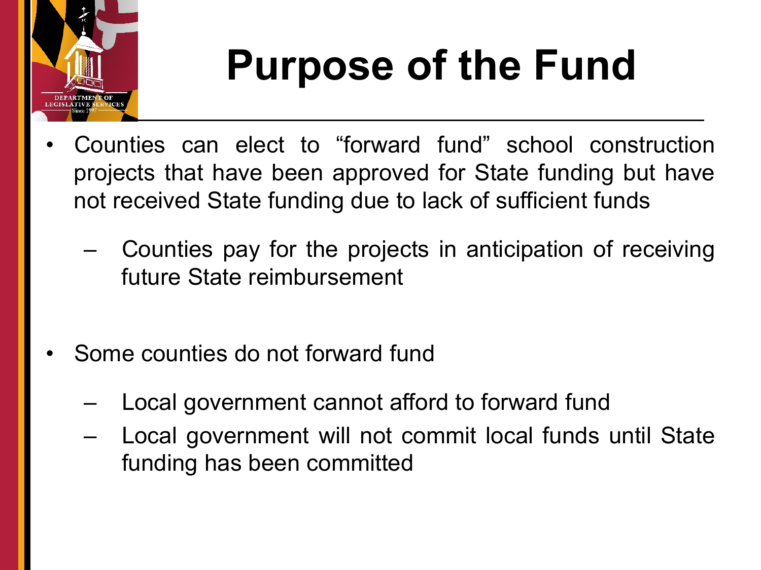# Purpose of the Fund

- Counties can elect to "forward fund" school construction projects that have been approved for State funding but have not received State funding due to lack of sufficient funds
  - Counties pay for the projects in anticipation of receiving future State reimbursement
- Some counties do not forward fund
  - Local government cannot afford to forward fund
  - Local government will not commit local funds until State funding has been committed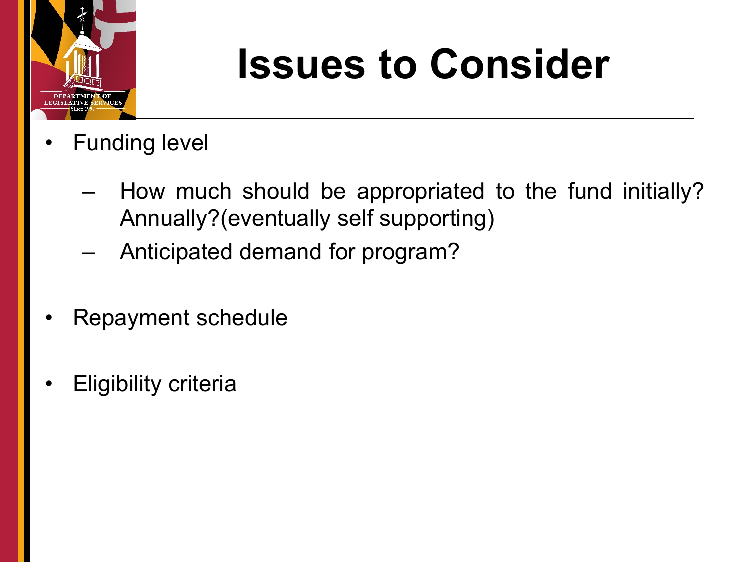# Issues to Consider

- Funding level
  - How much should be appropriated to the fund initially? Annually?(eventually self supporting)
  - Anticipated demand for program?
- Repayment schedule
- Eligibility criteria